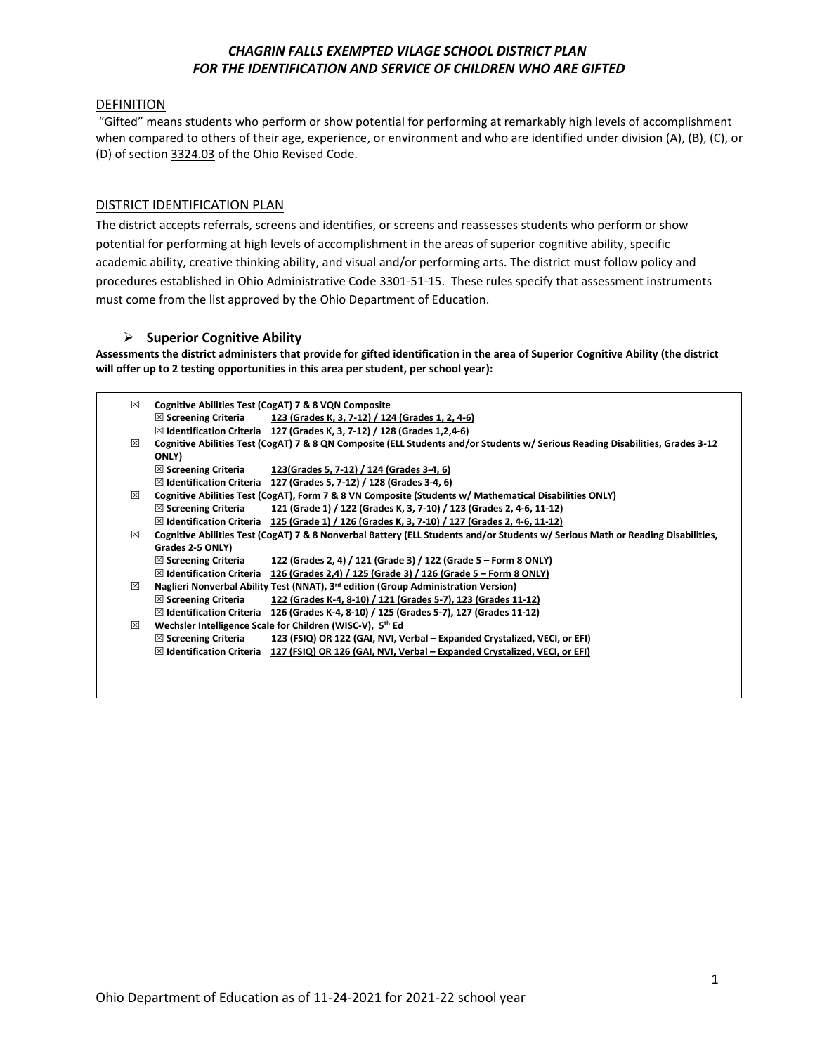# *CHAGRIN FALLS EXEMPTED VILAGE SCHOOL DISTRICT PLAN FOR THE IDENTIFICATION AND SERVICE OF CHILDREN WHO ARE GIFTED*

## DEFINITION

"Gifted" means students who perform or show potential for performing at remarkably high levels of accomplishment when compared to others of their age, experience, or environment and who are identified under division (A), (B), (C), or (D) of section 3324.03 of the Ohio Revised Code.

## DISTRICT IDENTIFICATION PLAN

The district accepts referrals, screens and identifies, or screens and reassesses students who perform or show potential for performing at high levels of accomplishment in the areas of superior cognitive ability, specific academic ability, creative thinking ability, and visual and/or performing arts. The district must follow policy and procedures established in Ohio Administrative Code 3301-51-15. These rules specify that assessment instruments must come from the list approved by the Ohio Department of Education.

### ➢ Superior Cognitive Ability

**Assessments the district administers that provide for gifted identification in the area of Superior Cognitive Ability (the district will offer up to 2 testing opportunities in this area per student, per school year):**

- ☒ **Cognitive Abilities Test (CogAT) 7 & 8 VQN Composite**
  - ☒ **Screening Criteria** **123 (Grades K, 3, 7-12) / 124 (Grades 1, 2, 4-6)**
  - ☒ **Identification Criteria** **127 (Grades K, 3, 7-12) / 128 (Grades 1,2,4-6)**
- ☒ **Cognitive Abilities Test (CogAT) 7 & 8 QN Composite (ELL Students and/or Students w/ Serious Reading Disabilities, Grades 3-12 ONLY)**
  - ☒ **Screening Criteria** **123(Grades 5, 7-12) / 124 (Grades 3-4, 6)**
  - ☒ **Identification Criteria** **127 (Grades 5, 7-12) / 128 (Grades 3-4, 6)**
- ☒ **Cognitive Abilities Test (CogAT), Form 7 & 8 VN Composite (Students w/ Mathematical Disabilities ONLY)**
  - ☒ **Screening Criteria** **121 (Grade 1) / 122 (Grades K, 3, 7-10) / 123 (Grades 2, 4-6, 11-12)**
  - ☒ **Identification Criteria** **125 (Grade 1) / 126 (Grades K, 3, 7-10) / 127 (Grades 2, 4-6, 11-12)**
- ☒ **Cognitive Abilities Test (CogAT) 7 & 8 Nonverbal Battery (ELL Students and/or Students w/ Serious Math or Reading Disabilities, Grades 2-5 ONLY)**
  - ☒ **Screening Criteria** **122 (Grades 2, 4) / 121 (Grade 3) / 122 (Grade 5 – Form 8 ONLY)**
  - ☒ **Identification Criteria** **126 (Grades 2,4) / 125 (Grade 3) / 126 (Grade 5 – Form 8 ONLY)**
- ☒ **Naglieri Nonverbal Ability Test (NNAT), 3rd edition (Group Administration Version)**
  - ☒ **Screening Criteria** **122 (Grades K-4, 8-10) / 121 (Grades 5-7), 123 (Grades 11-12)**
  - ☒ **Identification Criteria** **126 (Grades K-4, 8-10) / 125 (Grades 5-7), 127 (Grades 11-12)**
- ☒ **Wechsler Intelligence Scale for Children (WISC-V), 5th Ed**
  - ☒ **Screening Criteria** **123 (FSIQ) OR 122 (GAI, NVI, Verbal – Expanded Crystalized, VECI, or EFI)**
  - ☒ **Identification Criteria** **127 (FSIQ) OR 126 (GAI, NVI, Verbal – Expanded Crystalized, VECI, or EFI)**

Ohio Department of Education as of 11-24-2021 for 2021-22 school year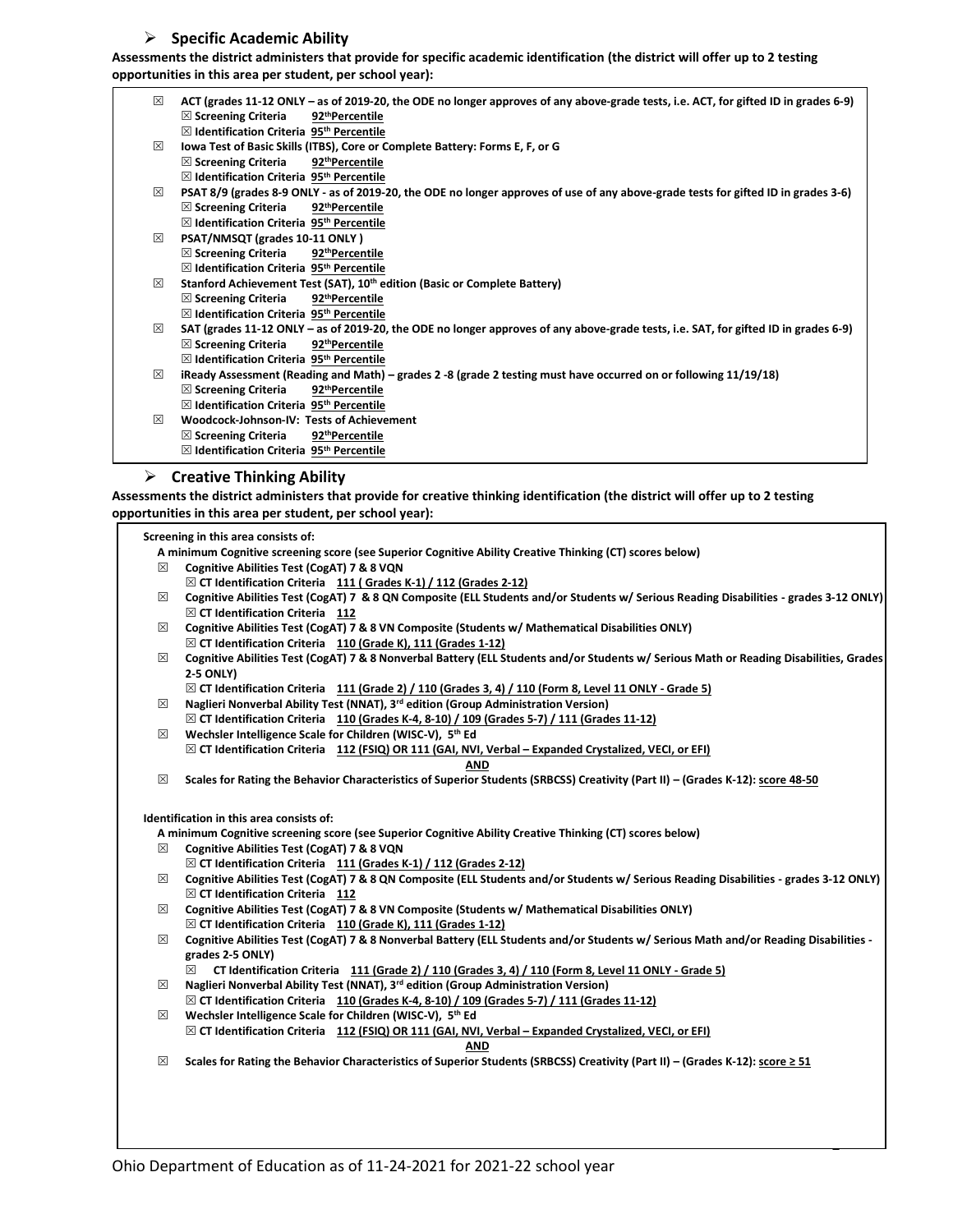## ➢ Specific Academic Ability

**Assessments the district administers that provide for specific academic identification (the district will offer up to 2 testing opportunities in this area per student, per school year):**

- ☒ **ACT (grades 11-12 ONLY – as of 2019-20, the ODE no longer approves of any above-grade tests, i.e. ACT, for gifted ID in grades 6-9)**
  - ☒ **Screening Criteria** **92thPercentile**
  - ☒ **Identification Criteria** **95th Percentile**
- ☒ **Iowa Test of Basic Skills (ITBS), Core or Complete Battery: Forms E, F, or G**
  - ☒ **Screening Criteria** **92thPercentile**
  - ☒ **Identification Criteria** **95th Percentile**
- ☒ **PSAT 8/9 (grades 8-9 ONLY - as of 2019-20, the ODE no longer approves of use of any above-grade tests for gifted ID in grades 3-6)**
  - ☒ **Screening Criteria** **92thPercentile**
  - ☒ **Identification Criteria** **95th Percentile**
- ☒ **PSAT/NMSQT (grades 10-11 ONLY )**
  - ☒ **Screening Criteria** **92thPercentile**
  - ☒ **Identification Criteria** **95th Percentile**
- ☒ **Stanford Achievement Test (SAT), 10th edition (Basic or Complete Battery)**
  - ☒ **Screening Criteria** **92thPercentile**
  - ☒ **Identification Criteria** **95th Percentile**
- ☒ **SAT (grades 11-12 ONLY – as of 2019-20, the ODE no longer approves of any above-grade tests, i.e. SAT, for gifted ID in grades 6-9)**
  - ☒ **Screening Criteria** **92thPercentile**
  - ☒ **Identification Criteria** **95th Percentile**
- ☒ **iReady Assessment (Reading and Math) – grades 2 -8 (grade 2 testing must have occurred on or following 11/19/18)**
  - ☒ **Screening Criteria** **92thPercentile**
  - ☒ **Identification Criteria** **95th Percentile**
- ☒ **Woodcock-Johnson-IV: Tests of Achievement**
  - ☒ **Screening Criteria** **92thPercentile**
  - ☒ **Identification Criteria** **95th Percentile**

## ➢ Creative Thinking Ability

**Assessments the district administers that provide for creative thinking identification (the district will offer up to 2 testing opportunities in this area per student, per school year):**

**Screening in this area consists of:**

**A minimum Cognitive screening score (see Superior Cognitive Ability Creative Thinking (CT) scores below)**

- ☒ **Cognitive Abilities Test (CogAT) 7 & 8 VQN**
  - ☒ **CT Identification Criteria** **111 ( Grades K-1) / 112 (Grades 2-12)**
- ☒ **Cognitive Abilities Test (CogAT) 7 & 8 QN Composite (ELL Students and/or Students w/ Serious Reading Disabilities - grades 3-12 ONLY)**
  - ☒ **CT Identification Criteria** **112**
- ☒ **Cognitive Abilities Test (CogAT) 7 & 8 VN Composite (Students w/ Mathematical Disabilities ONLY)**
  - ☒ **CT Identification Criteria** **110 (Grade K), 111 (Grades 1-12)**
- ☒ **Cognitive Abilities Test (CogAT) 7 & 8 Nonverbal Battery (ELL Students and/or Students w/ Serious Math or Reading Disabilities, Grades 2-5 ONLY)**
  - ☒ **CT Identification Criteria** **111 (Grade 2) / 110 (Grades 3, 4) / 110 (Form 8, Level 11 ONLY - Grade 5)**
- ☒ **Naglieri Nonverbal Ability Test (NNAT), 3rd edition (Group Administration Version)**
  - ☒ **CT Identification Criteria** **110 (Grades K-4, 8-10) / 109 (Grades 5-7) / 111 (Grades 11-12)**
- ☒ **Wechsler Intelligence Scale for Children (WISC-V), 5th Ed**
  - ☒ **CT Identification Criteria** **112 (FSIQ) OR 111 (GAI, NVI, Verbal – Expanded Crystalized, VECI, or EFI)**

**AND**

- ☒ **Scales for Rating the Behavior Characteristics of Superior Students (SRBCSS) Creativity (Part II) – (Grades K-12): score 48-50**

**Identification in this area consists of:**

**A minimum Cognitive screening score (see Superior Cognitive Ability Creative Thinking (CT) scores below)**

- ☒ **Cognitive Abilities Test (CogAT) 7 & 8 VQN**
  - ☒ **CT Identification Criteria** **111 (Grades K-1) / 112 (Grades 2-12)**
- ☒ **Cognitive Abilities Test (CogAT) 7 & 8 QN Composite (ELL Students and/or Students w/ Serious Reading Disabilities - grades 3-12 ONLY)**
  - ☒ **CT Identification Criteria** **112**
- ☒ **Cognitive Abilities Test (CogAT) 7 & 8 VN Composite (Students w/ Mathematical Disabilities ONLY)**
  - ☒ **CT Identification Criteria** **110 (Grade K), 111 (Grades 1-12)**
- ☒ **Cognitive Abilities Test (CogAT) 7 & 8 Nonverbal Battery (ELL Students and/or Students w/ Serious Math and/or Reading Disabilities - grades 2-5 ONLY)**
  - ☒ **CT Identification Criteria** **111 (Grade 2) / 110 (Grades 3, 4) / 110 (Form 8, Level 11 ONLY - Grade 5)**
- ☒ **Naglieri Nonverbal Ability Test (NNAT), 3rd edition (Group Administration Version)**
  - ☒ **CT Identification Criteria** **110 (Grades K-4, 8-10) / 109 (Grades 5-7) / 111 (Grades 11-12)**
- ☒ **Wechsler Intelligence Scale for Children (WISC-V), 5th Ed**
  - ☒ **CT Identification Criteria** **112 (FSIQ) OR 111 (GAI, NVI, Verbal – Expanded Crystalized, VECI, or EFI)**

**AND**

- ☒ **Scales for Rating the Behavior Characteristics of Superior Students (SRBCSS) Creativity (Part II) – (Grades K-12): score ≥ 51**

Ohio Department of Education as of 11-24-2021 for 2021-22 school year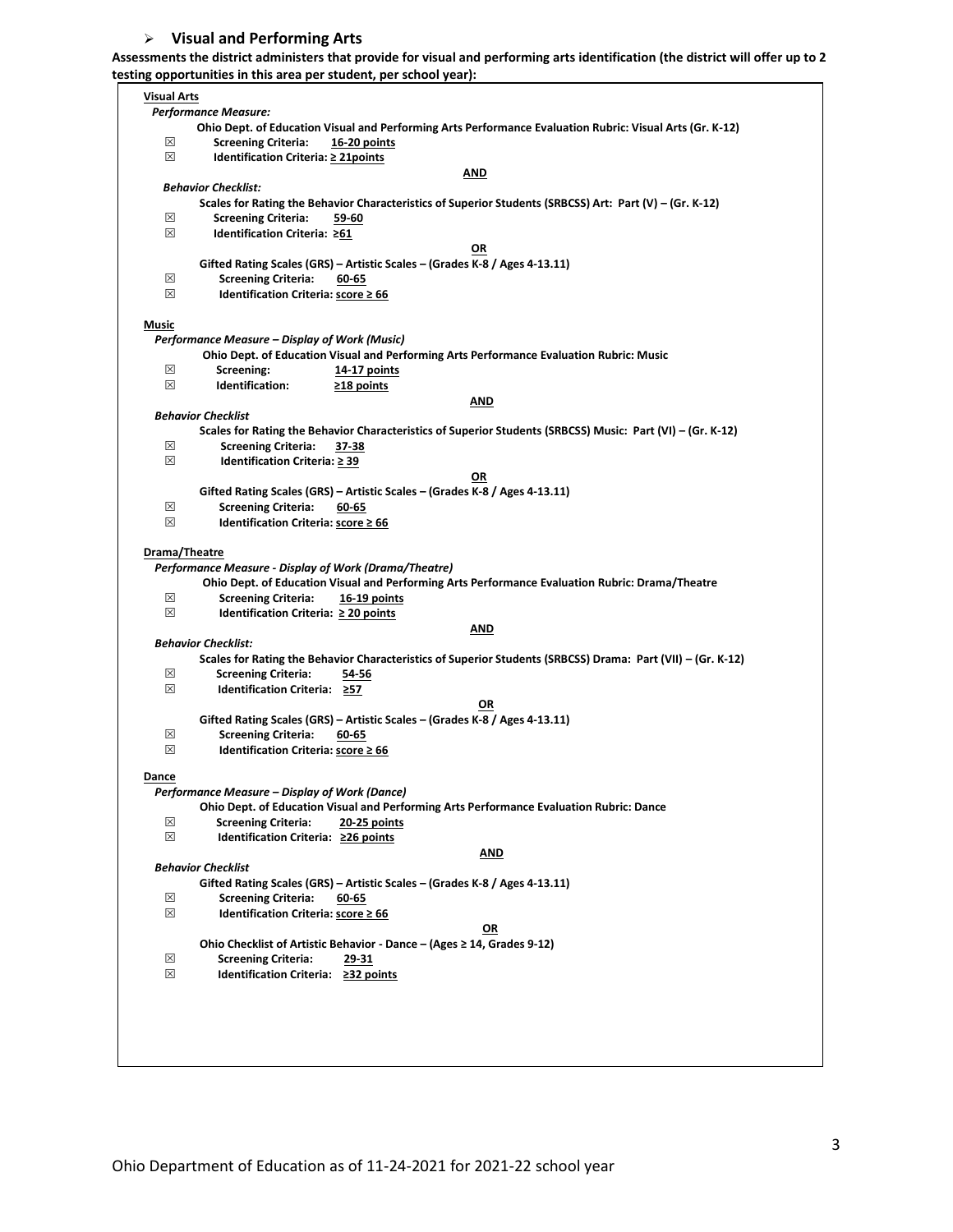## ➢ Visual and Performing Arts

**Assessments the district administers that provide for visual and performing arts identification (the district will offer up to 2 testing opportunities in this area per student, per school year):**

**Visual Arts**

***Performance Measure:***

**Ohio Dept. of Education Visual and Performing Arts Performance Evaluation Rubric: Visual Arts (Gr. K-12)**

- ☒ **Screening Criteria: 16-20 points**
- ☒ **Identification Criteria: ≥ 21points**

**AND**

***Behavior Checklist:***

**Scales for Rating the Behavior Characteristics of Superior Students (SRBCSS) Art: Part (V) – (Gr. K-12)**

- ☒ **Screening Criteria: 59-60**
- ☒ **Identification Criteria: ≥61**

**OR**

**Gifted Rating Scales (GRS) – Artistic Scales – (Grades K-8 / Ages 4-13.11)**

- ☒ **Screening Criteria: 60-65**
- ☒ **Identification Criteria: score ≥ 66**

**Music**

***Performance Measure – Display of Work (Music)***

**Ohio Dept. of Education Visual and Performing Arts Performance Evaluation Rubric: Music**

- ☒ **Screening: 14-17 points**
- ☒ **Identification: ≥18 points**

**AND**

***Behavior Checklist***

**Scales for Rating the Behavior Characteristics of Superior Students (SRBCSS) Music: Part (VI) – (Gr. K-12)**

- ☒ **Screening Criteria: 37-38**
- ☒ **Identification Criteria: ≥ 39**

**OR**

**Gifted Rating Scales (GRS) – Artistic Scales – (Grades K-8 / Ages 4-13.11)**

- ☒ **Screening Criteria: 60-65**
- ☒ **Identification Criteria: score ≥ 66**

**Drama/Theatre**

***Performance Measure - Display of Work (Drama/Theatre)***

**Ohio Dept. of Education Visual and Performing Arts Performance Evaluation Rubric: Drama/Theatre**

- ☒ **Screening Criteria: 16-19 points**
- ☒ **Identification Criteria: ≥ 20 points**

**AND**

***Behavior Checklist:***

**Scales for Rating the Behavior Characteristics of Superior Students (SRBCSS) Drama: Part (VII) – (Gr. K-12)**

- ☒ **Screening Criteria: 54-56**
- ☒ **Identification Criteria: ≥57**

**OR**

**Gifted Rating Scales (GRS) – Artistic Scales – (Grades K-8 / Ages 4-13.11)**

- ☒ **Screening Criteria: 60-65**
- ☒ **Identification Criteria: score ≥ 66**

**Dance**

***Performance Measure – Display of Work (Dance)***

**Ohio Dept. of Education Visual and Performing Arts Performance Evaluation Rubric: Dance**

- ☒ **Screening Criteria: 20-25 points**
- ☒ **Identification Criteria: ≥26 points**

**AND**

***Behavior Checklist***

**Gifted Rating Scales (GRS) – Artistic Scales – (Grades K-8 / Ages 4-13.11)**

- ☒ **Screening Criteria: 60-65**
- ☒ **Identification Criteria: score ≥ 66**

**OR**

**Ohio Checklist of Artistic Behavior - Dance – (Ages ≥ 14, Grades 9-12)**

- ☒ **Screening Criteria: 29-31**
- ☒ **Identification Criteria: ≥32 points**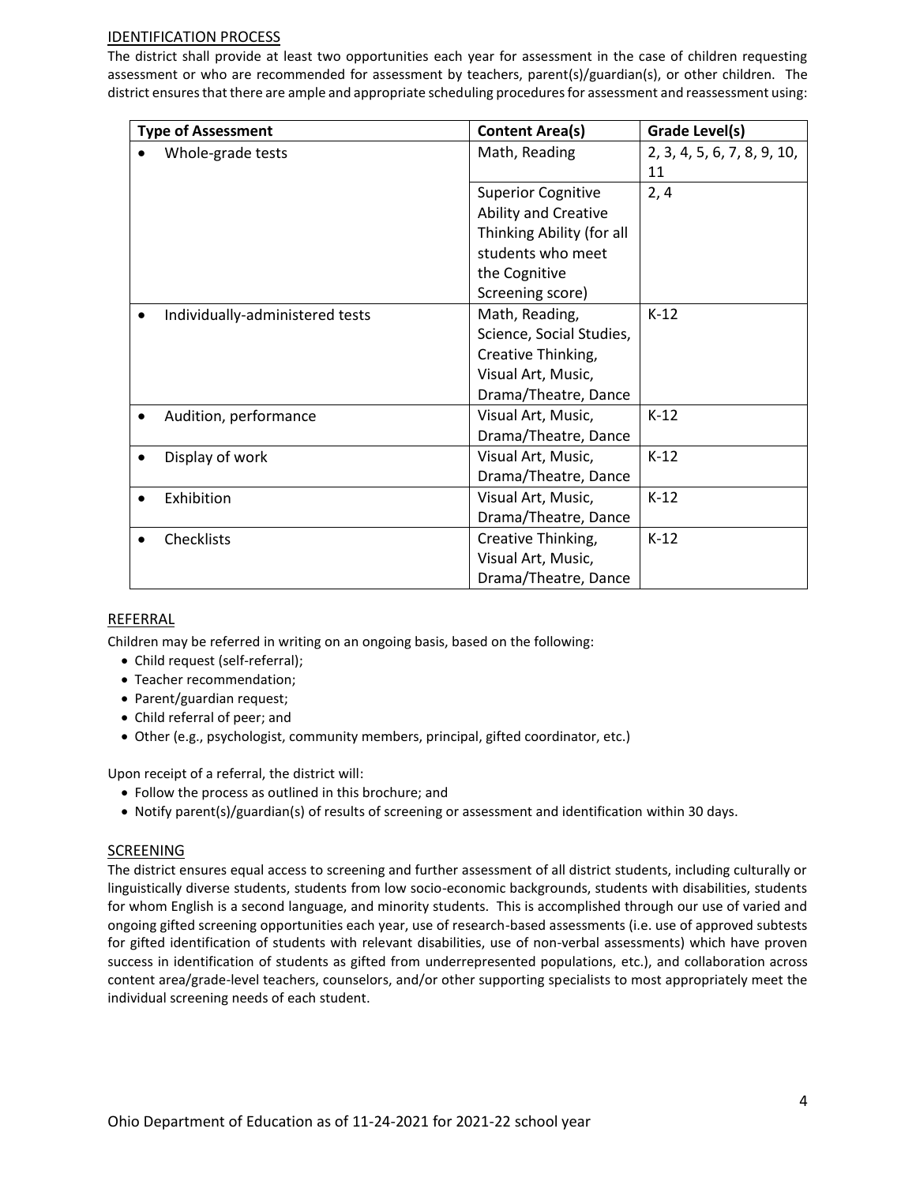## IDENTIFICATION PROCESS

The district shall provide at least two opportunities each year for assessment in the case of children requesting assessment or who are recommended for assessment by teachers, parent(s)/guardian(s), or other children. The district ensures that there are ample and appropriate scheduling procedures for assessment and reassessment using:

| Type of Assessment | Content Area(s) | Grade Level(s) |
|---|---|---|
| • Whole-grade tests | Math, Reading | 2, 3, 4, 5, 6, 7, 8, 9, 10, 11 |
| | Superior Cognitive Ability and Creative Thinking Ability (for all students who meet the Cognitive Screening score) | 2, 4 |
| • Individually-administered tests | Math, Reading, Science, Social Studies, Creative Thinking, Visual Art, Music, Drama/Theatre, Dance | K-12 |
| • Audition, performance | Visual Art, Music, Drama/Theatre, Dance | K-12 |
| • Display of work | Visual Art, Music, Drama/Theatre, Dance | K-12 |
| • Exhibition | Visual Art, Music, Drama/Theatre, Dance | K-12 |
| • Checklists | Creative Thinking, Visual Art, Music, Drama/Theatre, Dance | K-12 |

## REFERRAL

Children may be referred in writing on an ongoing basis, based on the following:

- Child request (self-referral);
- Teacher recommendation;
- Parent/guardian request;
- Child referral of peer; and
- Other (e.g., psychologist, community members, principal, gifted coordinator, etc.)

Upon receipt of a referral, the district will:

- Follow the process as outlined in this brochure; and
- Notify parent(s)/guardian(s) of results of screening or assessment and identification within 30 days.

## SCREENING

The district ensures equal access to screening and further assessment of all district students, including culturally or linguistically diverse students, students from low socio-economic backgrounds, students with disabilities, students for whom English is a second language, and minority students. This is accomplished through our use of varied and ongoing gifted screening opportunities each year, use of research-based assessments (i.e. use of approved subtests for gifted identification of students with relevant disabilities, use of non-verbal assessments) which have proven success in identification of students as gifted from underrepresented populations, etc.), and collaboration across content area/grade-level teachers, counselors, and/or other supporting specialists to most appropriately meet the individual screening needs of each student.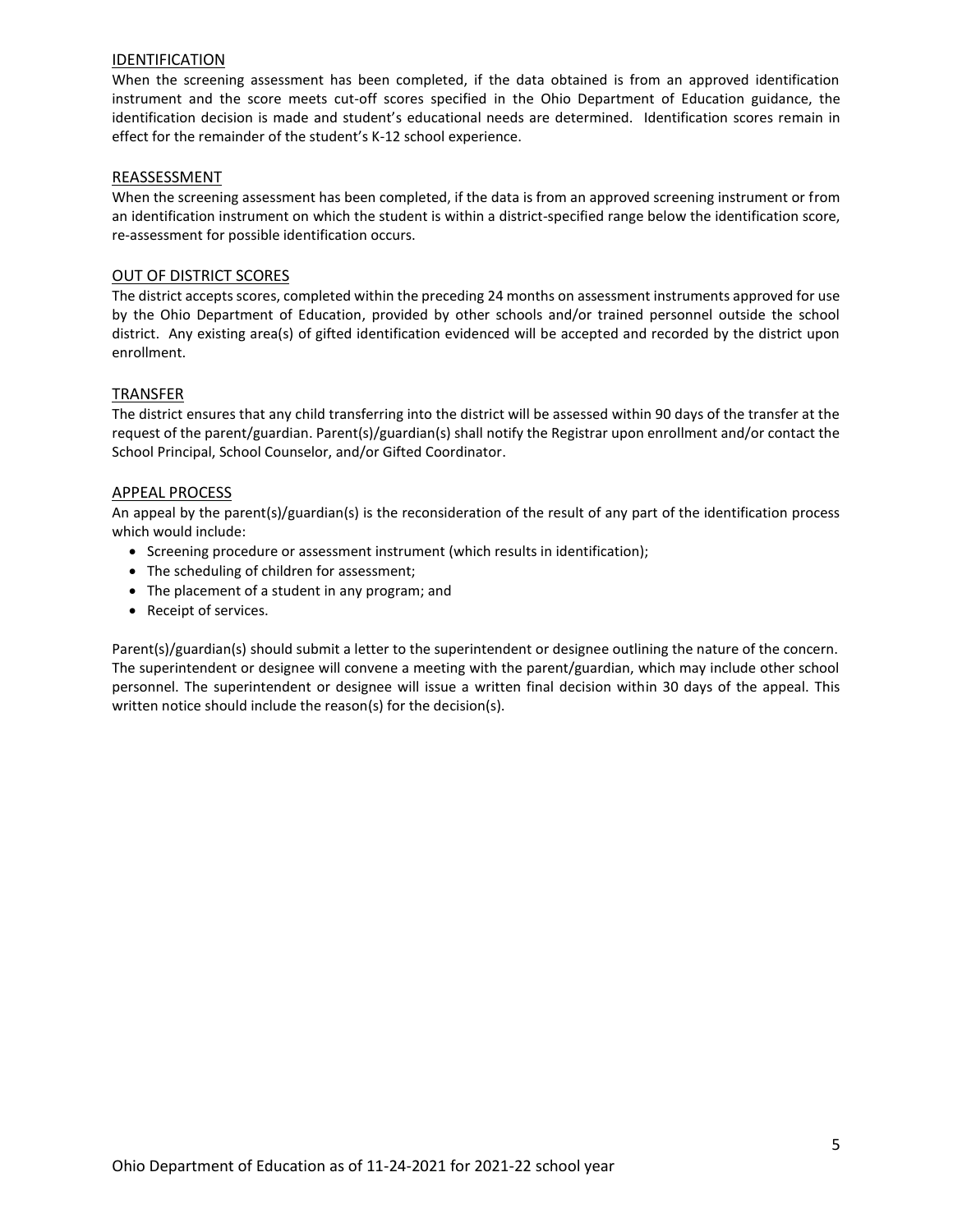## IDENTIFICATION

When the screening assessment has been completed, if the data obtained is from an approved identification instrument and the score meets cut-off scores specified in the Ohio Department of Education guidance, the identification decision is made and student's educational needs are determined. Identification scores remain in effect for the remainder of the student's K-12 school experience.

## REASSESSMENT

When the screening assessment has been completed, if the data is from an approved screening instrument or from an identification instrument on which the student is within a district-specified range below the identification score, re-assessment for possible identification occurs.

## OUT OF DISTRICT SCORES

The district accepts scores, completed within the preceding 24 months on assessment instruments approved for use by the Ohio Department of Education, provided by other schools and/or trained personnel outside the school district. Any existing area(s) of gifted identification evidenced will be accepted and recorded by the district upon enrollment.

## TRANSFER

The district ensures that any child transferring into the district will be assessed within 90 days of the transfer at the request of the parent/guardian. Parent(s)/guardian(s) shall notify the Registrar upon enrollment and/or contact the School Principal, School Counselor, and/or Gifted Coordinator.

## APPEAL PROCESS

An appeal by the parent(s)/guardian(s) is the reconsideration of the result of any part of the identification process which would include:

- Screening procedure or assessment instrument (which results in identification);
- The scheduling of children for assessment;
- The placement of a student in any program; and
- Receipt of services.

Parent(s)/guardian(s) should submit a letter to the superintendent or designee outlining the nature of the concern. The superintendent or designee will convene a meeting with the parent/guardian, which may include other school personnel. The superintendent or designee will issue a written final decision within 30 days of the appeal. This written notice should include the reason(s) for the decision(s).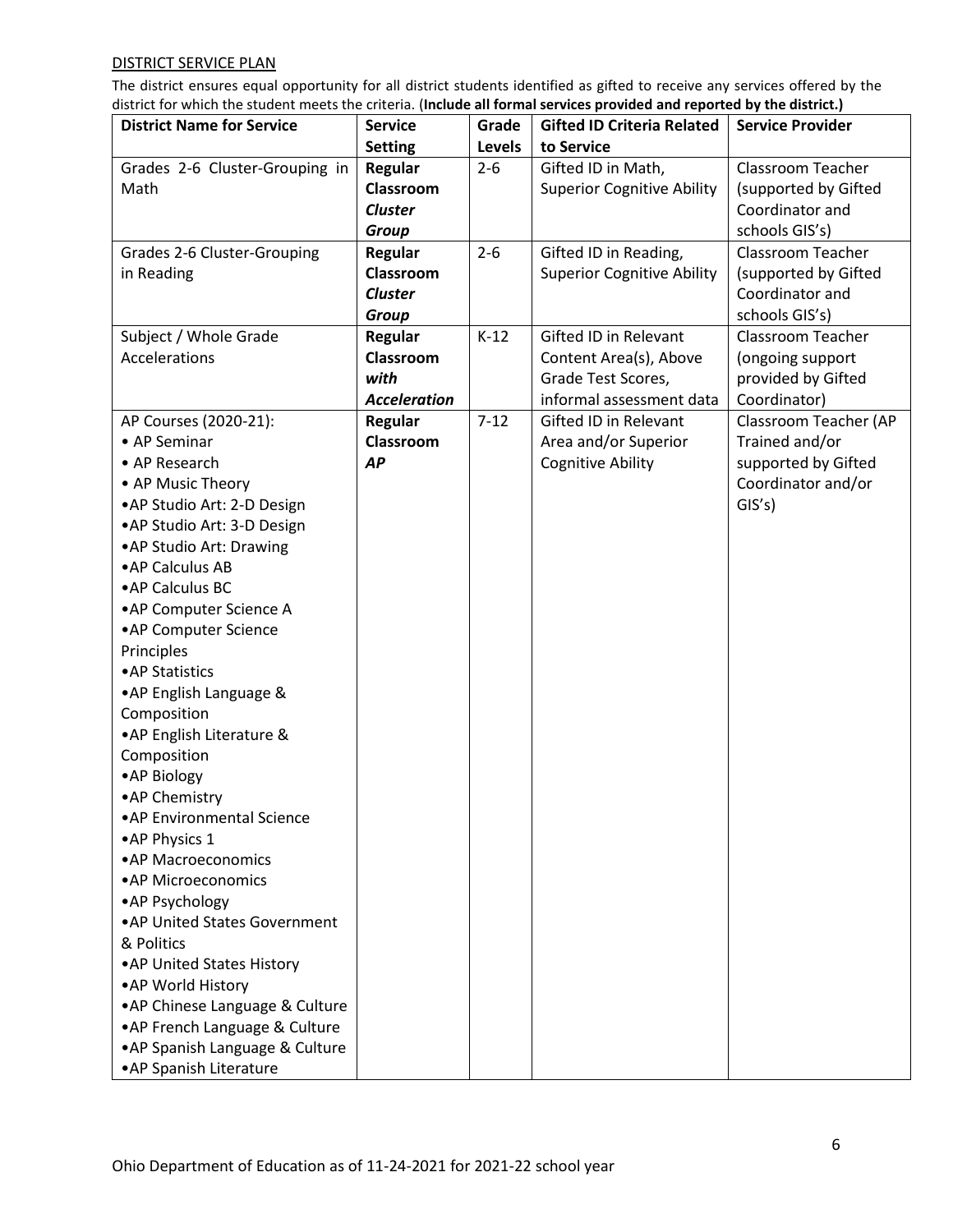DISTRICT SERVICE PLAN

The district ensures equal opportunity for all district students identified as gifted to receive any services offered by the district for which the student meets the criteria. (**Include all formal services provided and reported by the district.)**

| District Name for Service | Service Setting | Grade Levels | Gifted ID Criteria Related to Service | Service Provider |
|---|---|---|---|---|
| Grades 2-6 Cluster-Grouping in Math | **Regular Classroom *Cluster Group*** | 2-6 | Gifted ID in Math, Superior Cognitive Ability | Classroom Teacher (supported by Gifted Coordinator and schools GIS's) |
| Grades 2-6 Cluster-Grouping in Reading | **Regular Classroom *Cluster Group*** | 2-6 | Gifted ID in Reading, Superior Cognitive Ability | Classroom Teacher (supported by Gifted Coordinator and schools GIS's) |
| Subject / Whole Grade Accelerations | **Regular Classroom *with Acceleration*** | K-12 | Gifted ID in Relevant Content Area(s), Above Grade Test Scores, informal assessment data | Classroom Teacher (ongoing support provided by Gifted Coordinator) |
| AP Courses (2020-21):<br>• AP Seminar<br>• AP Research<br>• AP Music Theory<br>• AP Studio Art: 2-D Design<br>• AP Studio Art: 3-D Design<br>• AP Studio Art: Drawing<br>• AP Calculus AB<br>• AP Calculus BC<br>• AP Computer Science A<br>• AP Computer Science Principles<br>• AP Statistics<br>• AP English Language & Composition<br>• AP English Literature & Composition<br>• AP Biology<br>• AP Chemistry<br>• AP Environmental Science<br>• AP Physics 1<br>• AP Macroeconomics<br>• AP Microeconomics<br>• AP Psychology<br>• AP United States Government & Politics<br>• AP United States History<br>• AP World History<br>• AP Chinese Language & Culture<br>• AP French Language & Culture<br>• AP Spanish Language & Culture<br>• AP Spanish Literature | **Regular Classroom *AP*** | 7-12 | Gifted ID in Relevant Area and/or Superior Cognitive Ability | Classroom Teacher (AP Trained and/or supported by Gifted Coordinator and/or GIS's) |

Ohio Department of Education as of 11-24-2021 for 2021-22 school year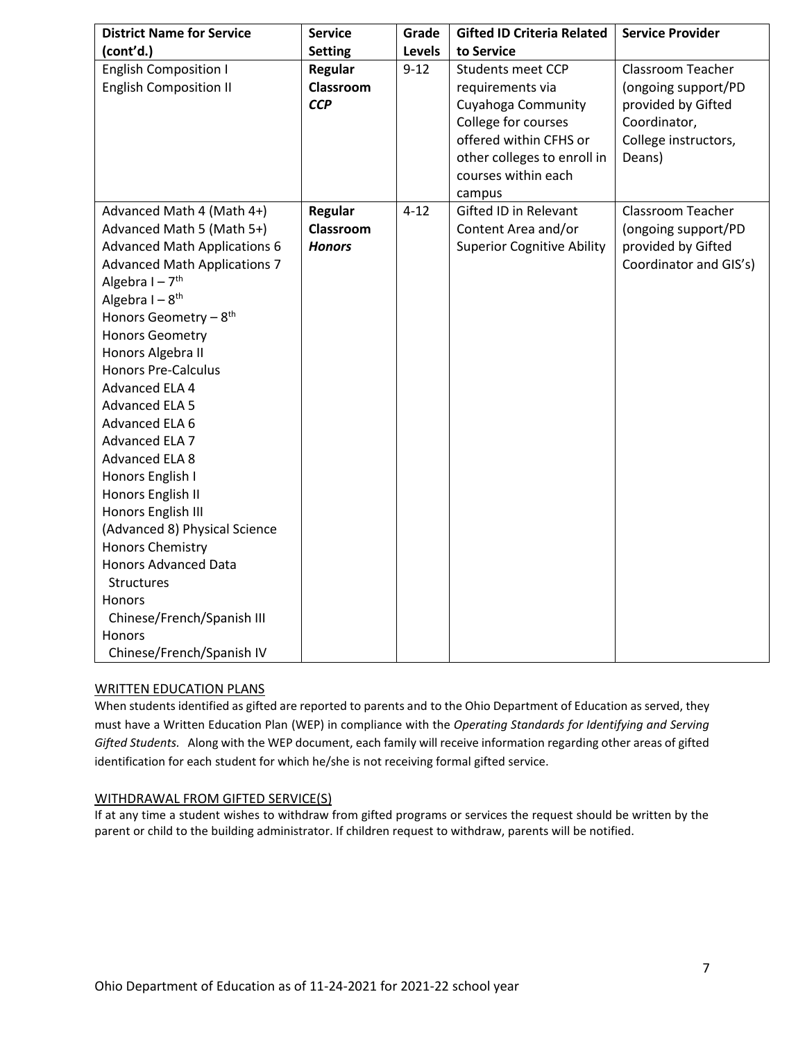| District Name for Service (cont'd.) | Service Setting | Grade Levels | Gifted ID Criteria Related to Service | Service Provider |
|---|---|---|---|---|
| English Composition I<br>English Composition II | **Regular Classroom *CCP*** | 9-12 | Students meet CCP requirements via Cuyahoga Community College for courses offered within CFHS or other colleges to enroll in courses within each campus | Classroom Teacher (ongoing support/PD provided by Gifted Coordinator, College instructors, Deans) |
| Advanced Math 4 (Math 4+)<br>Advanced Math 5 (Math 5+)<br>Advanced Math Applications 6<br>Advanced Math Applications 7<br>Algebra I – 7th<br>Algebra I – 8th<br>Honors Geometry – 8th<br>Honors Geometry<br>Honors Algebra II<br>Honors Pre-Calculus<br>Advanced ELA 4<br>Advanced ELA 5<br>Advanced ELA 6<br>Advanced ELA 7<br>Advanced ELA 8<br>Honors English I<br>Honors English II<br>Honors English III<br>(Advanced 8) Physical Science<br>Honors Chemistry<br>Honors Advanced Data Structures<br>Honors Chinese/French/Spanish III<br>Honors Chinese/French/Spanish IV | **Regular Classroom *Honors*** | 4-12 | Gifted ID in Relevant Content Area and/or Superior Cognitive Ability | Classroom Teacher (ongoing support/PD provided by Gifted Coordinator and GIS's) |

WRITTEN EDUCATION PLANS

When students identified as gifted are reported to parents and to the Ohio Department of Education as served, they must have a Written Education Plan (WEP) in compliance with the *Operating Standards for Identifying and Serving Gifted Students.* Along with the WEP document, each family will receive information regarding other areas of gifted identification for each student for which he/she is not receiving formal gifted service.

WITHDRAWAL FROM GIFTED SERVICE(S)

If at any time a student wishes to withdraw from gifted programs or services the request should be written by the parent or child to the building administrator. If children request to withdraw, parents will be notified.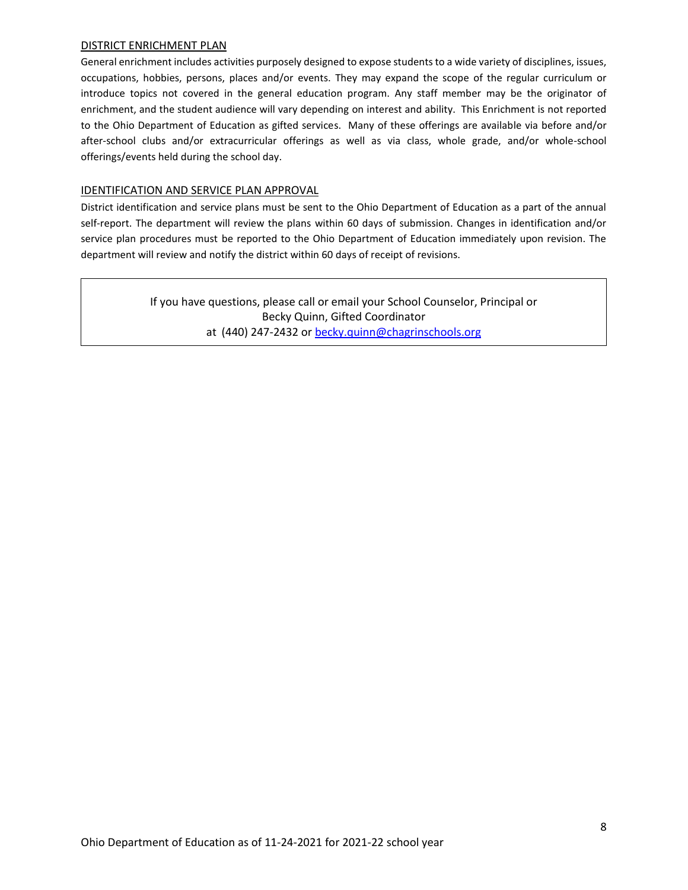## DISTRICT ENRICHMENT PLAN

General enrichment includes activities purposely designed to expose students to a wide variety of disciplines, issues, occupations, hobbies, persons, places and/or events. They may expand the scope of the regular curriculum or introduce topics not covered in the general education program. Any staff member may be the originator of enrichment, and the student audience will vary depending on interest and ability. This Enrichment is not reported to the Ohio Department of Education as gifted services. Many of these offerings are available via before and/or after-school clubs and/or extracurricular offerings as well as via class, whole grade, and/or whole-school offerings/events held during the school day.

## IDENTIFICATION AND SERVICE PLAN APPROVAL

District identification and service plans must be sent to the Ohio Department of Education as a part of the annual self-report. The department will review the plans within 60 days of submission. Changes in identification and/or service plan procedures must be reported to the Ohio Department of Education immediately upon revision. The department will review and notify the district within 60 days of receipt of revisions.

If you have questions, please call or email your School Counselor, Principal or
Becky Quinn, Gifted Coordinator
at (440) 247-2432 or becky.quinn@chagrinschools.org